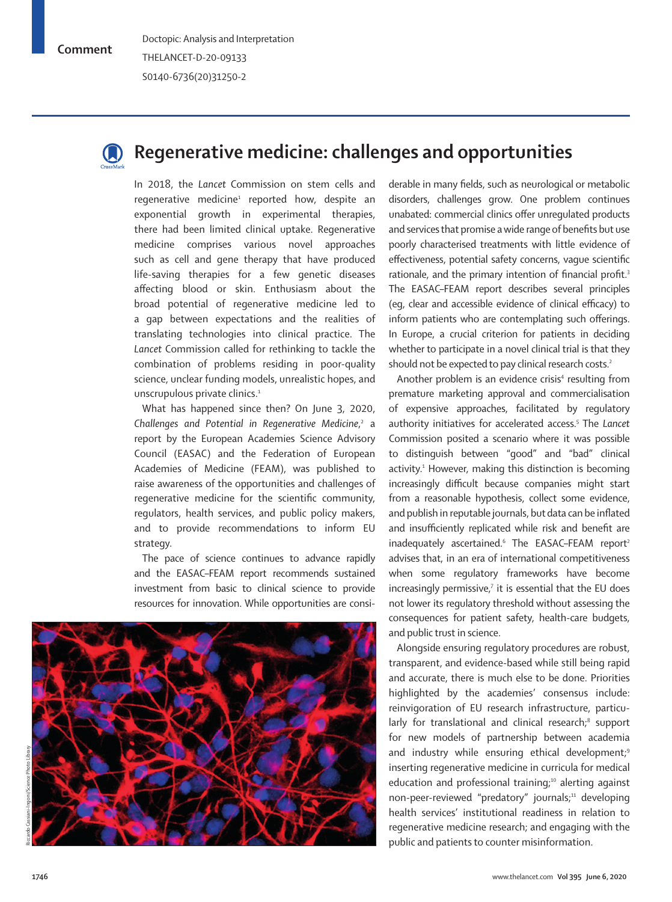Comment

Doctopic: Analysis and Interpretation
THELANCET-D-20-09133
S0140-6736(20)31250-2

# Regenerative medicine: challenges and opportunities

In 2018, the *Lancet* Commission on stem cells and regenerative medicine[1] reported how, despite an exponential growth in experimental therapies, there had been limited clinical uptake. Regenerative medicine comprises various novel approaches such as cell and gene therapy that have produced life-saving therapies for a few genetic diseases affecting blood or skin. Enthusiasm about the broad potential of regenerative medicine led to a gap between expectations and the realities of translating technologies into clinical practice. The *Lancet* Commission called for rethinking to tackle the combination of problems residing in poor-quality science, unclear funding models, unrealistic hopes, and unscrupulous private clinics.[1]

What has happened since then? On June 3, 2020, *Challenges and Potential in Regenerative Medicine*,[2] a report by the European Academies Science Advisory Council (EASAC) and the Federation of European Academies of Medicine (FEAM), was published to raise awareness of the opportunities and challenges of regenerative medicine for the scientific community, regulators, health services, and public policy makers, and to provide recommendations to inform EU strategy.

The pace of science continues to advance rapidly and the EASAC–FEAM report recommends sustained investment from basic to clinical science to provide resources for innovation. While opportunities are considerable in many fields, such as neurological or metabolic disorders, challenges grow. One problem continues unabated: commercial clinics offer unregulated products and services that promise a wide range of benefits but use poorly characterised treatments with little evidence of effectiveness, potential safety concerns, vague scientific rationale, and the primary intention of financial profit.[3] The EASAC–FEAM report describes several principles (eg, clear and accessible evidence of clinical efficacy) to inform patients who are contemplating such offerings. In Europe, a crucial criterion for patients in deciding whether to participate in a novel clinical trial is that they should not be expected to pay clinical research costs.[2]

Another problem is an evidence crisis[4] resulting from premature marketing approval and commercialisation of expensive approaches, facilitated by regulatory authority initiatives for accelerated access.[5] The *Lancet* Commission posited a scenario where it was possible to distinguish between "good" and "bad" clinical activity.[1] However, making this distinction is becoming increasingly difficult because companies might start from a reasonable hypothesis, collect some evidence, and publish in reputable journals, but data can be inflated and insufficiently replicated while risk and benefit are inadequately ascertained.[6] The EASAC–FEAM report[2] advises that, in an era of international competitiveness when some regulatory frameworks have become increasingly permissive,[7] it is essential that the EU does not lower its regulatory threshold without assessing the consequences for patient safety, health-care budgets, and public trust in science.

Alongside ensuring regulatory procedures are robust, transparent, and evidence-based while still being rapid and accurate, there is much else to be done. Priorities highlighted by the academies' consensus include: reinvigoration of EU research infrastructure, particularly for translational and clinical research;[8] support for new models of partnership between academia and industry while ensuring ethical development;[9] inserting regenerative medicine in curricula for medical education and professional training;[10] alerting against non-peer-reviewed "predatory" journals;[11] developing health services' institutional readiness in relation to regenerative medicine research; and engaging with the public and patients to counter misinformation.

Riccardo Cassiani-Ingoni/Science Photo Library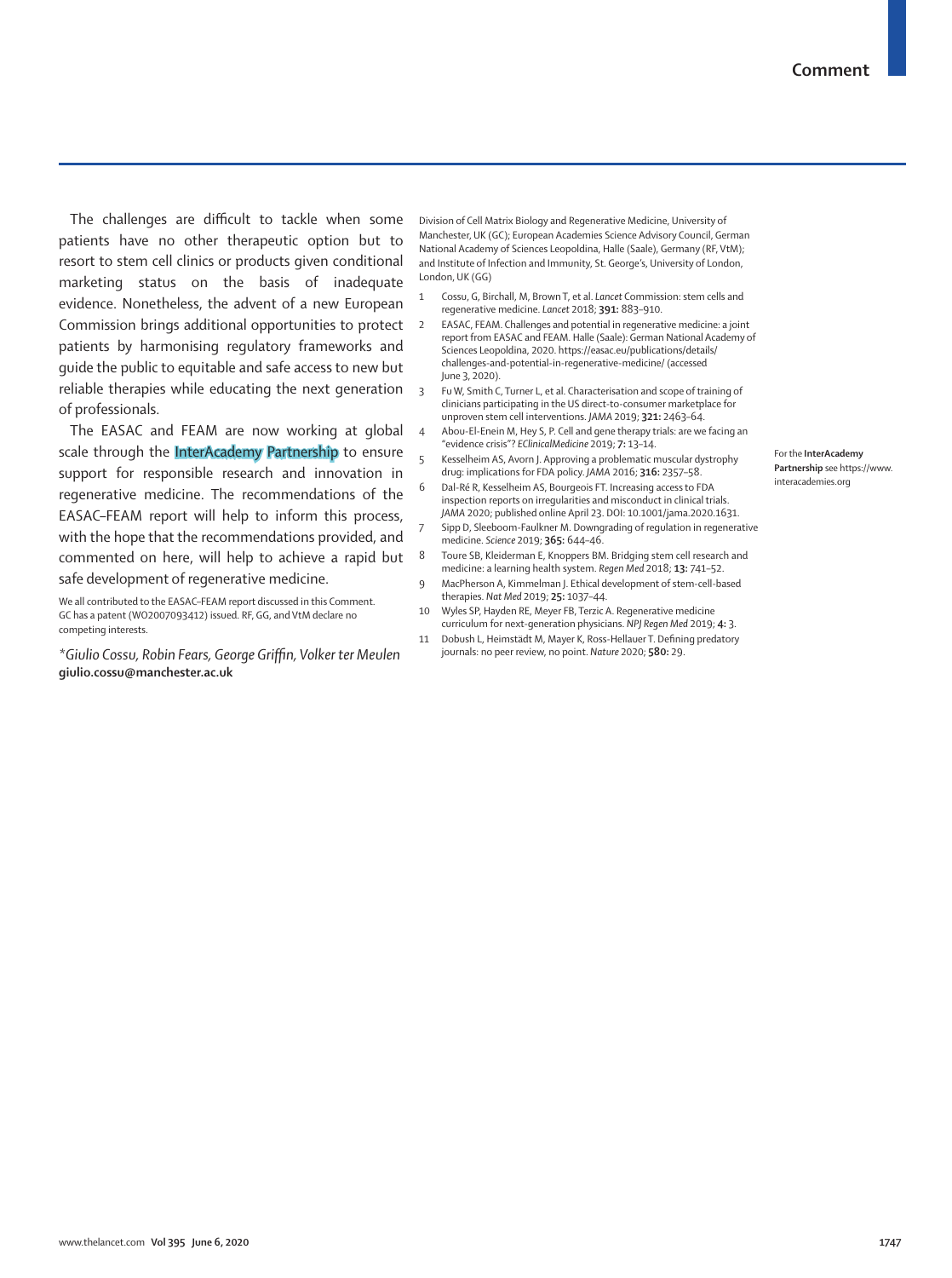The challenges are difficult to tackle when some patients have no other therapeutic option but to resort to stem cell clinics or products given conditional marketing status on the basis of inadequate evidence. Nonetheless, the advent of a new European Commission brings additional opportunities to protect patients by harmonising regulatory frameworks and guide the public to equitable and safe access to new but reliable therapies while educating the next generation of professionals.

The EASAC and FEAM are now working at global scale through the InterAcademy Partnership to ensure support for responsible research and innovation in regenerative medicine. The recommendations of the EASAC–FEAM report will help to inform this process, with the hope that the recommendations provided, and commented on here, will help to achieve a rapid but safe development of regenerative medicine.

For the **InterAcademy Partnership** see https://www.interacademies.org

We all contributed to the EASAC–FEAM report discussed in this Comment. GC has a patent (WO2007093412) issued. RF, GG, and VtM declare no competing interests.

**Giulio Cossu, Robin Fears, George Griffin, Volker ter Meulen*
**giulio.cossu@manchester.ac.uk**

Division of Cell Matrix Biology and Regenerative Medicine, University of Manchester, UK (GC); European Academies Science Advisory Council, German National Academy of Sciences Leopoldina, Halle (Saale), Germany (RF, VtM); and Institute of Infection and Immunity, St. George's, University of London, London, UK (GG)

1. Cossu, G, Birchall, M, Brown T, et al. *Lancet* Commission: stem cells and regenerative medicine. *Lancet* 2018; **391:** 883–910.
2. EASAC, FEAM. Challenges and potential in regenerative medicine: a joint report from EASAC and FEAM. Halle (Saale): German National Academy of Sciences Leopoldina, 2020. https://easac.eu/publications/details/challenges-and-potential-in-regenerative-medicine/ (accessed June 3, 2020).
3. Fu W, Smith C, Turner L, et al. Characterisation and scope of training of clinicians participating in the US direct-to-consumer marketplace for unproven stem cell interventions. *JAMA* 2019; **321:** 2463–64.
4. Abou-El-Enein M, Hey S, P. Cell and gene therapy trials: are we facing an "evidence crisis"? *EClinicalMedicine* 2019; **7:** 13–14.
5. Kesselheim AS, Avorn J. Approving a problematic muscular dystrophy drug: implications for FDA policy. *JAMA* 2016; **316:** 2357–58.
6. Dal-Ré R, Kesselheim AS, Bourgeois FT. Increasing access to FDA inspection reports on irregularities and misconduct in clinical trials. *JAMA* 2020; published online April 23. DOI: 10.1001/jama.2020.1631.
7. Sipp D, Sleeboom-Faulkner M. Downgrading of regulation in regenerative medicine. *Science* 2019; **365:** 644–46.
8. Toure SB, Kleiderman E, Knoppers BM. Bridging stem cell research and medicine: a learning health system. *Regen Med* 2018; **13:** 741–52.
9. MacPherson A, Kimmelman J. Ethical development of stem-cell-based therapies. *Nat Med* 2019; **25:** 1037–44.
10. Wyles SP, Hayden RE, Meyer FB, Terzic A. Regenerative medicine curriculum for next-generation physicians. *NPJ Regen Med* 2019; **4:** 3.
11. Dobush L, Heimstädt M, Mayer K, Ross-Hellauer T. Defining predatory journals: no peer review, no point. *Nature* 2020; **580:** 29.